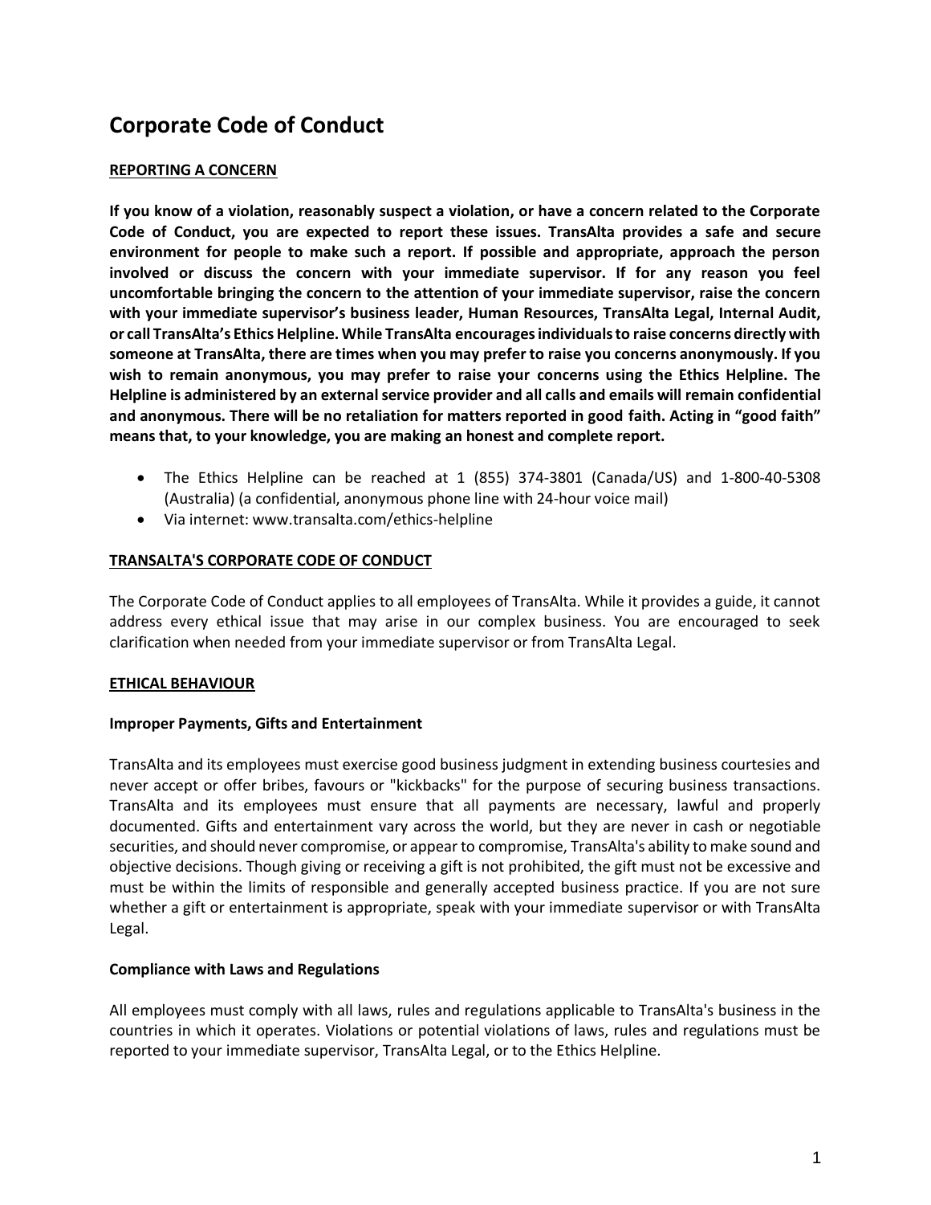# Corporate Code of Conduct

## REPORTING A CONCERN

**If you know of a violation, reasonably suspect a violation, or have a concern related to the Corporate Code of Conduct, you are expected to report these issues. TransAlta provides a safe and secure environment for people to make such a report. If possible and appropriate, approach the person involved or discuss the concern with your immediate supervisor. If for any reason you feel uncomfortable bringing the concern to the attention of your immediate supervisor, raise the concern with your immediate supervisor's business leader, Human Resources, TransAlta Legal, Internal Audit, or call TransAlta's Ethics Helpline. While TransAlta encourages individuals to raise concerns directly with someone at TransAlta, there are times when you may prefer to raise you concerns anonymously. If you wish to remain anonymous, you may prefer to raise your concerns using the Ethics Helpline. The Helpline is administered by an external service provider and all calls and emails will remain confidential and anonymous. There will be no retaliation for matters reported in good faith. Acting in "good faith" means that, to your knowledge, you are making an honest and complete report.**

- The Ethics Helpline can be reached at 1 (855) 374-3801 (Canada/US) and 1-800-40-5308 (Australia) (a confidential, anonymous phone line with 24-hour voice mail)
- Via internet: www.transalta.com/ethics-helpline

## TRANSALTA'S CORPORATE CODE OF CONDUCT

The Corporate Code of Conduct applies to all employees of TransAlta. While it provides a guide, it cannot address every ethical issue that may arise in our complex business. You are encouraged to seek clarification when needed from your immediate supervisor or from TransAlta Legal.

## ETHICAL BEHAVIOUR

### Improper Payments, Gifts and Entertainment

TransAlta and its employees must exercise good business judgment in extending business courtesies and never accept or offer bribes, favours or "kickbacks" for the purpose of securing business transactions. TransAlta and its employees must ensure that all payments are necessary, lawful and properly documented. Gifts and entertainment vary across the world, but they are never in cash or negotiable securities, and should never compromise, or appear to compromise, TransAlta's ability to make sound and objective decisions. Though giving or receiving a gift is not prohibited, the gift must not be excessive and must be within the limits of responsible and generally accepted business practice. If you are not sure whether a gift or entertainment is appropriate, speak with your immediate supervisor or with TransAlta Legal.

### Compliance with Laws and Regulations

All employees must comply with all laws, rules and regulations applicable to TransAlta's business in the countries in which it operates. Violations or potential violations of laws, rules and regulations must be reported to your immediate supervisor, TransAlta Legal, or to the Ethics Helpline.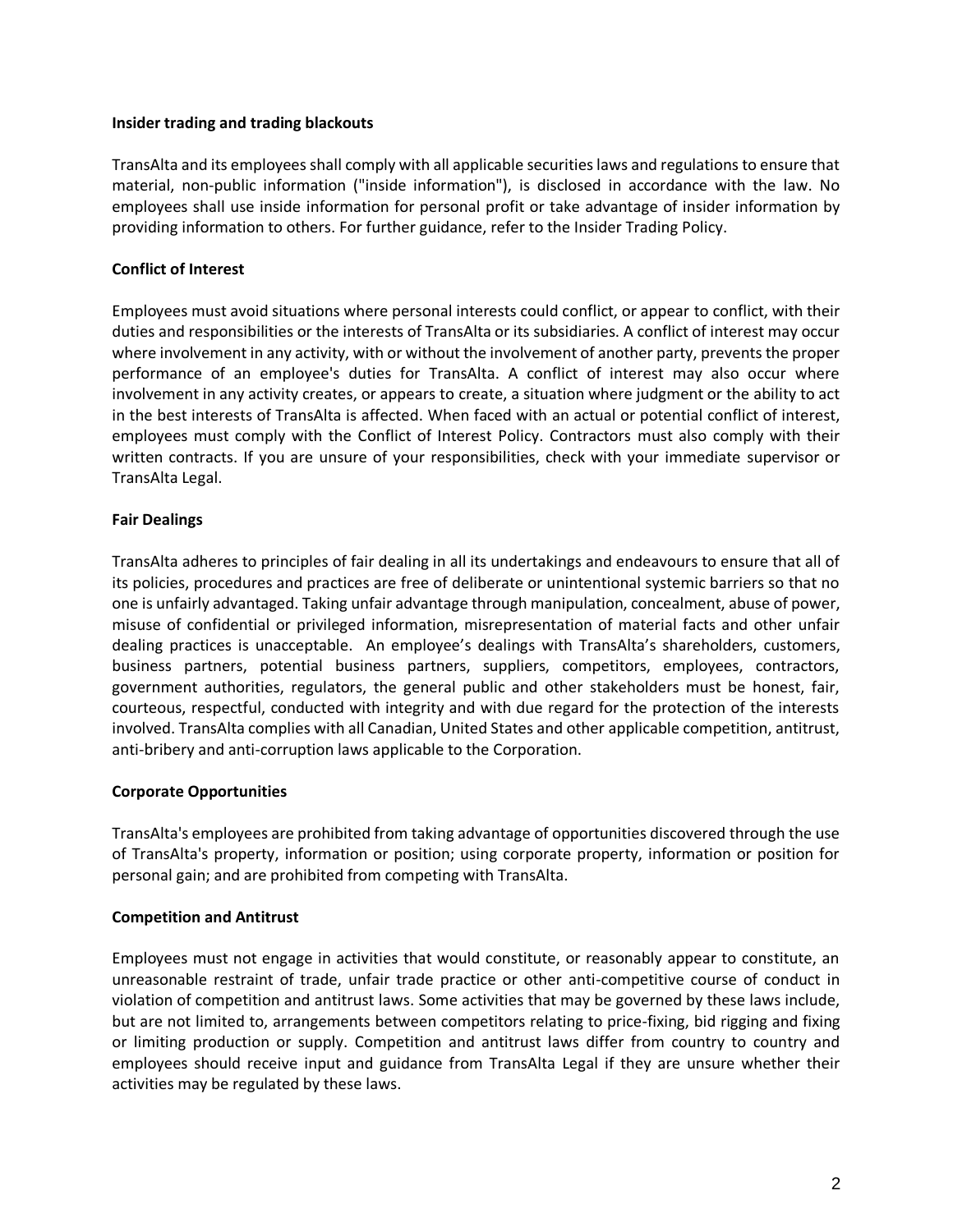**Insider trading and trading blackouts**

TransAlta and its employees shall comply with all applicable securities laws and regulations to ensure that material, non-public information ("inside information"), is disclosed in accordance with the law. No employees shall use inside information for personal profit or take advantage of insider information by providing information to others. For further guidance, refer to the Insider Trading Policy.

**Conflict of Interest**

Employees must avoid situations where personal interests could conflict, or appear to conflict, with their duties and responsibilities or the interests of TransAlta or its subsidiaries. A conflict of interest may occur where involvement in any activity, with or without the involvement of another party, prevents the proper performance of an employee's duties for TransAlta. A conflict of interest may also occur where involvement in any activity creates, or appears to create, a situation where judgment or the ability to act in the best interests of TransAlta is affected. When faced with an actual or potential conflict of interest, employees must comply with the Conflict of Interest Policy. Contractors must also comply with their written contracts. If you are unsure of your responsibilities, check with your immediate supervisor or TransAlta Legal.

**Fair Dealings**

TransAlta adheres to principles of fair dealing in all its undertakings and endeavours to ensure that all of its policies, procedures and practices are free of deliberate or unintentional systemic barriers so that no one is unfairly advantaged. Taking unfair advantage through manipulation, concealment, abuse of power, misuse of confidential or privileged information, misrepresentation of material facts and other unfair dealing practices is unacceptable. An employee's dealings with TransAlta's shareholders, customers, business partners, potential business partners, suppliers, competitors, employees, contractors, government authorities, regulators, the general public and other stakeholders must be honest, fair, courteous, respectful, conducted with integrity and with due regard for the protection of the interests involved. TransAlta complies with all Canadian, United States and other applicable competition, antitrust, anti-bribery and anti-corruption laws applicable to the Corporation.

**Corporate Opportunities**

TransAlta's employees are prohibited from taking advantage of opportunities discovered through the use of TransAlta's property, information or position; using corporate property, information or position for personal gain; and are prohibited from competing with TransAlta.

**Competition and Antitrust**

Employees must not engage in activities that would constitute, or reasonably appear to constitute, an unreasonable restraint of trade, unfair trade practice or other anti-competitive course of conduct in violation of competition and antitrust laws. Some activities that may be governed by these laws include, but are not limited to, arrangements between competitors relating to price-fixing, bid rigging and fixing or limiting production or supply. Competition and antitrust laws differ from country to country and employees should receive input and guidance from TransAlta Legal if they are unsure whether their activities may be regulated by these laws.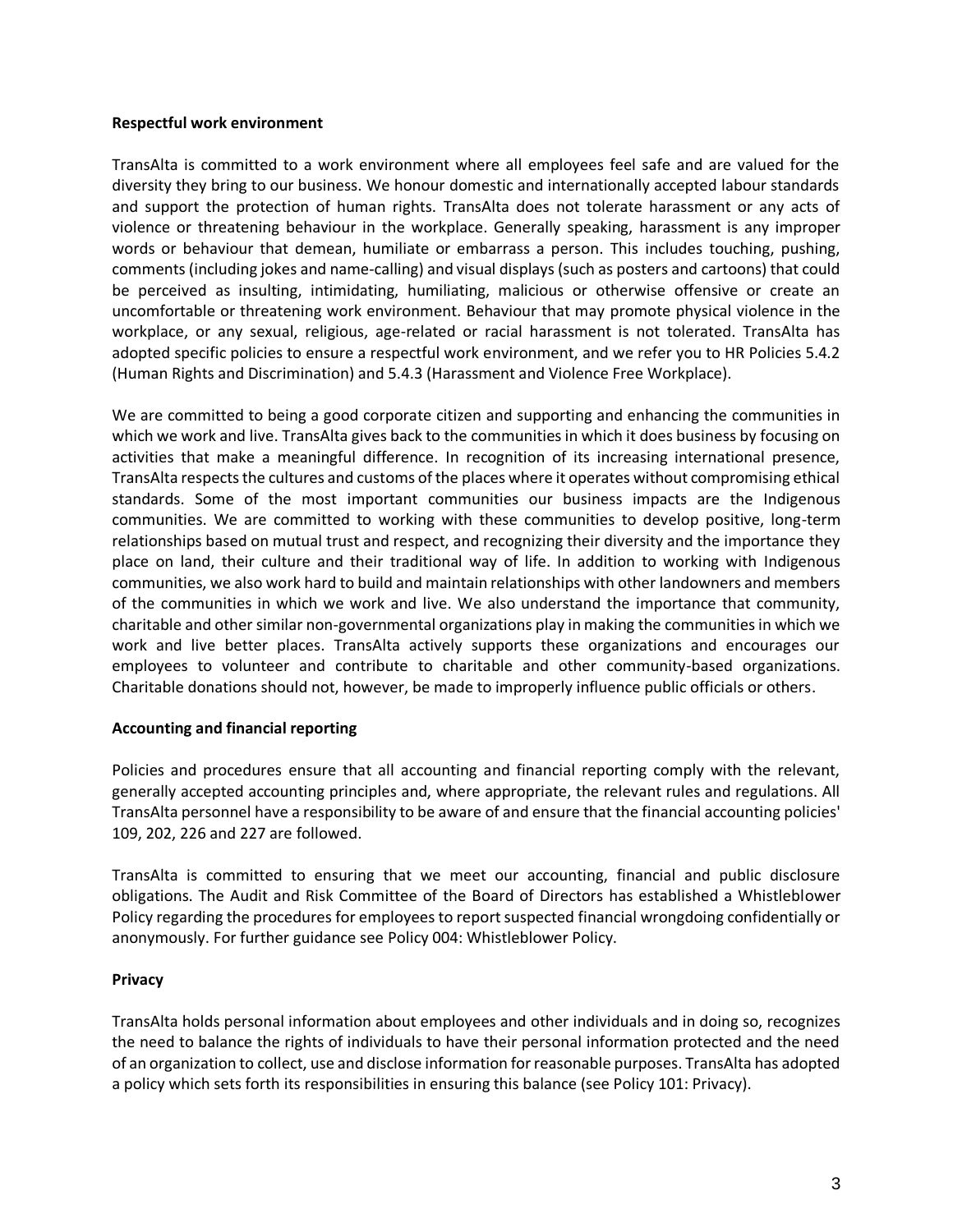**Respectful work environment**

TransAlta is committed to a work environment where all employees feel safe and are valued for the diversity they bring to our business. We honour domestic and internationally accepted labour standards and support the protection of human rights. TransAlta does not tolerate harassment or any acts of violence or threatening behaviour in the workplace. Generally speaking, harassment is any improper words or behaviour that demean, humiliate or embarrass a person. This includes touching, pushing, comments (including jokes and name-calling) and visual displays (such as posters and cartoons) that could be perceived as insulting, intimidating, humiliating, malicious or otherwise offensive or create an uncomfortable or threatening work environment. Behaviour that may promote physical violence in the workplace, or any sexual, religious, age-related or racial harassment is not tolerated. TransAlta has adopted specific policies to ensure a respectful work environment, and we refer you to HR Policies 5.4.2 (Human Rights and Discrimination) and 5.4.3 (Harassment and Violence Free Workplace).

We are committed to being a good corporate citizen and supporting and enhancing the communities in which we work and live. TransAlta gives back to the communities in which it does business by focusing on activities that make a meaningful difference. In recognition of its increasing international presence, TransAlta respects the cultures and customs of the places where it operates without compromising ethical standards. Some of the most important communities our business impacts are the Indigenous communities. We are committed to working with these communities to develop positive, long-term relationships based on mutual trust and respect, and recognizing their diversity and the importance they place on land, their culture and their traditional way of life. In addition to working with Indigenous communities, we also work hard to build and maintain relationships with other landowners and members of the communities in which we work and live. We also understand the importance that community, charitable and other similar non-governmental organizations play in making the communities in which we work and live better places. TransAlta actively supports these organizations and encourages our employees to volunteer and contribute to charitable and other community-based organizations. Charitable donations should not, however, be made to improperly influence public officials or others.

**Accounting and financial reporting**

Policies and procedures ensure that all accounting and financial reporting comply with the relevant, generally accepted accounting principles and, where appropriate, the relevant rules and regulations. All TransAlta personnel have a responsibility to be aware of and ensure that the financial accounting policies' 109, 202, 226 and 227 are followed.

TransAlta is committed to ensuring that we meet our accounting, financial and public disclosure obligations. The Audit and Risk Committee of the Board of Directors has established a Whistleblower Policy regarding the procedures for employees to report suspected financial wrongdoing confidentially or anonymously. For further guidance see Policy 004: Whistleblower Policy.

**Privacy**

TransAlta holds personal information about employees and other individuals and in doing so, recognizes the need to balance the rights of individuals to have their personal information protected and the need of an organization to collect, use and disclose information for reasonable purposes. TransAlta has adopted a policy which sets forth its responsibilities in ensuring this balance (see Policy 101: Privacy).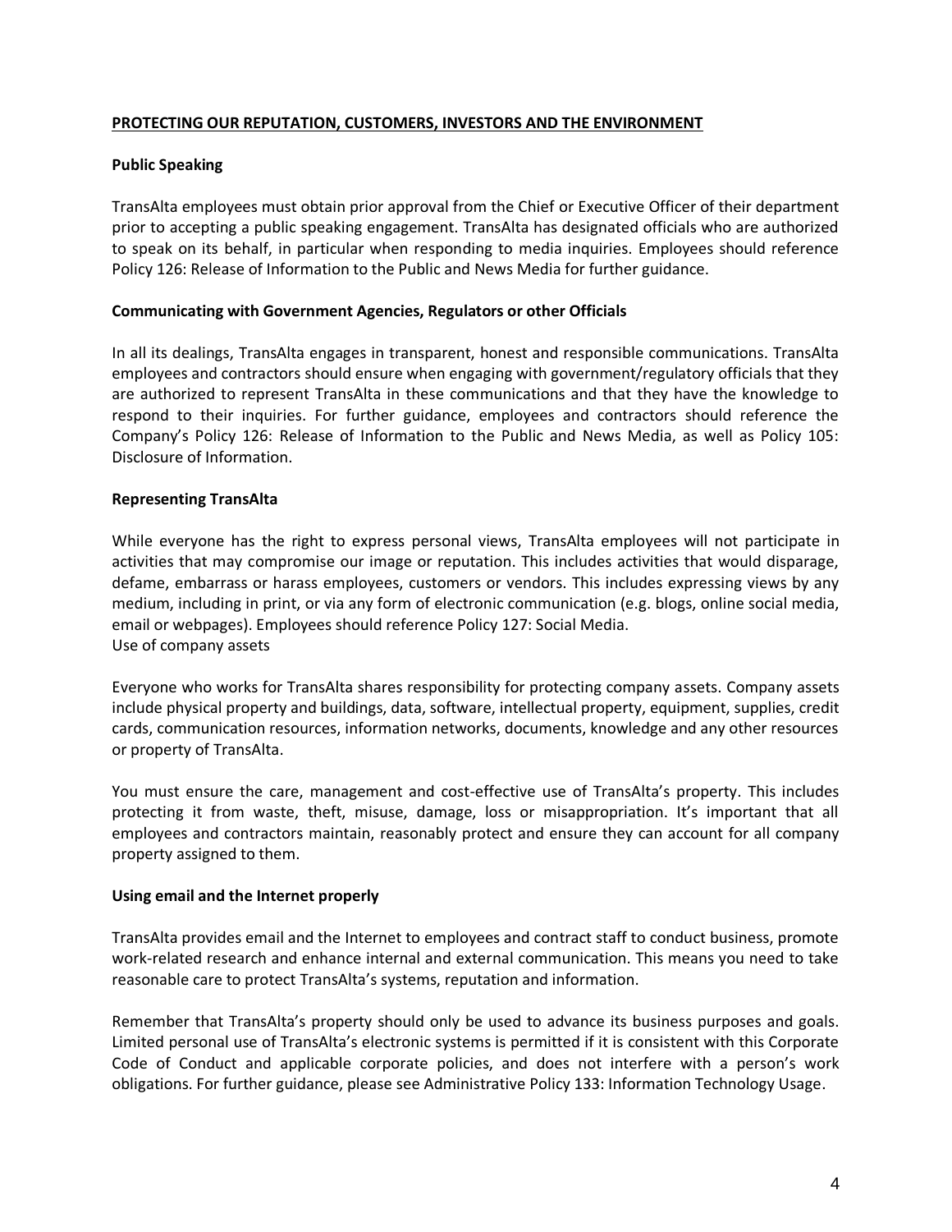## PROTECTING OUR REPUTATION, CUSTOMERS, INVESTORS AND THE ENVIRONMENT

### Public Speaking

TransAlta employees must obtain prior approval from the Chief or Executive Officer of their department prior to accepting a public speaking engagement. TransAlta has designated officials who are authorized to speak on its behalf, in particular when responding to media inquiries. Employees should reference Policy 126: Release of Information to the Public and News Media for further guidance.

### Communicating with Government Agencies, Regulators or other Officials

In all its dealings, TransAlta engages in transparent, honest and responsible communications. TransAlta employees and contractors should ensure when engaging with government/regulatory officials that they are authorized to represent TransAlta in these communications and that they have the knowledge to respond to their inquiries. For further guidance, employees and contractors should reference the Company's Policy 126: Release of Information to the Public and News Media, as well as Policy 105: Disclosure of Information.

### Representing TransAlta

While everyone has the right to express personal views, TransAlta employees will not participate in activities that may compromise our image or reputation. This includes activities that would disparage, defame, embarrass or harass employees, customers or vendors. This includes expressing views by any medium, including in print, or via any form of electronic communication (e.g. blogs, online social media, email or webpages). Employees should reference Policy 127: Social Media.

Use of company assets

Everyone who works for TransAlta shares responsibility for protecting company assets. Company assets include physical property and buildings, data, software, intellectual property, equipment, supplies, credit cards, communication resources, information networks, documents, knowledge and any other resources or property of TransAlta.

You must ensure the care, management and cost-effective use of TransAlta's property. This includes protecting it from waste, theft, misuse, damage, loss or misappropriation. It's important that all employees and contractors maintain, reasonably protect and ensure they can account for all company property assigned to them.

### Using email and the Internet properly

TransAlta provides email and the Internet to employees and contract staff to conduct business, promote work-related research and enhance internal and external communication. This means you need to take reasonable care to protect TransAlta's systems, reputation and information.

Remember that TransAlta's property should only be used to advance its business purposes and goals. Limited personal use of TransAlta's electronic systems is permitted if it is consistent with this Corporate Code of Conduct and applicable corporate policies, and does not interfere with a person's work obligations. For further guidance, please see Administrative Policy 133: Information Technology Usage.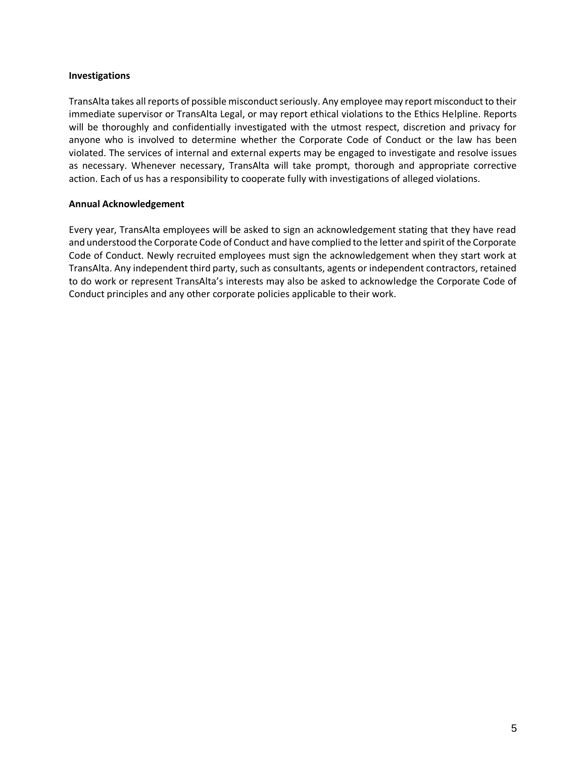**Investigations**

TransAlta takes all reports of possible misconduct seriously. Any employee may report misconduct to their immediate supervisor or TransAlta Legal, or may report ethical violations to the Ethics Helpline. Reports will be thoroughly and confidentially investigated with the utmost respect, discretion and privacy for anyone who is involved to determine whether the Corporate Code of Conduct or the law has been violated. The services of internal and external experts may be engaged to investigate and resolve issues as necessary. Whenever necessary, TransAlta will take prompt, thorough and appropriate corrective action. Each of us has a responsibility to cooperate fully with investigations of alleged violations.

**Annual Acknowledgement**

Every year, TransAlta employees will be asked to sign an acknowledgement stating that they have read and understood the Corporate Code of Conduct and have complied to the letter and spirit of the Corporate Code of Conduct. Newly recruited employees must sign the acknowledgement when they start work at TransAlta. Any independent third party, such as consultants, agents or independent contractors, retained to do work or represent TransAlta's interests may also be asked to acknowledge the Corporate Code of Conduct principles and any other corporate policies applicable to their work.